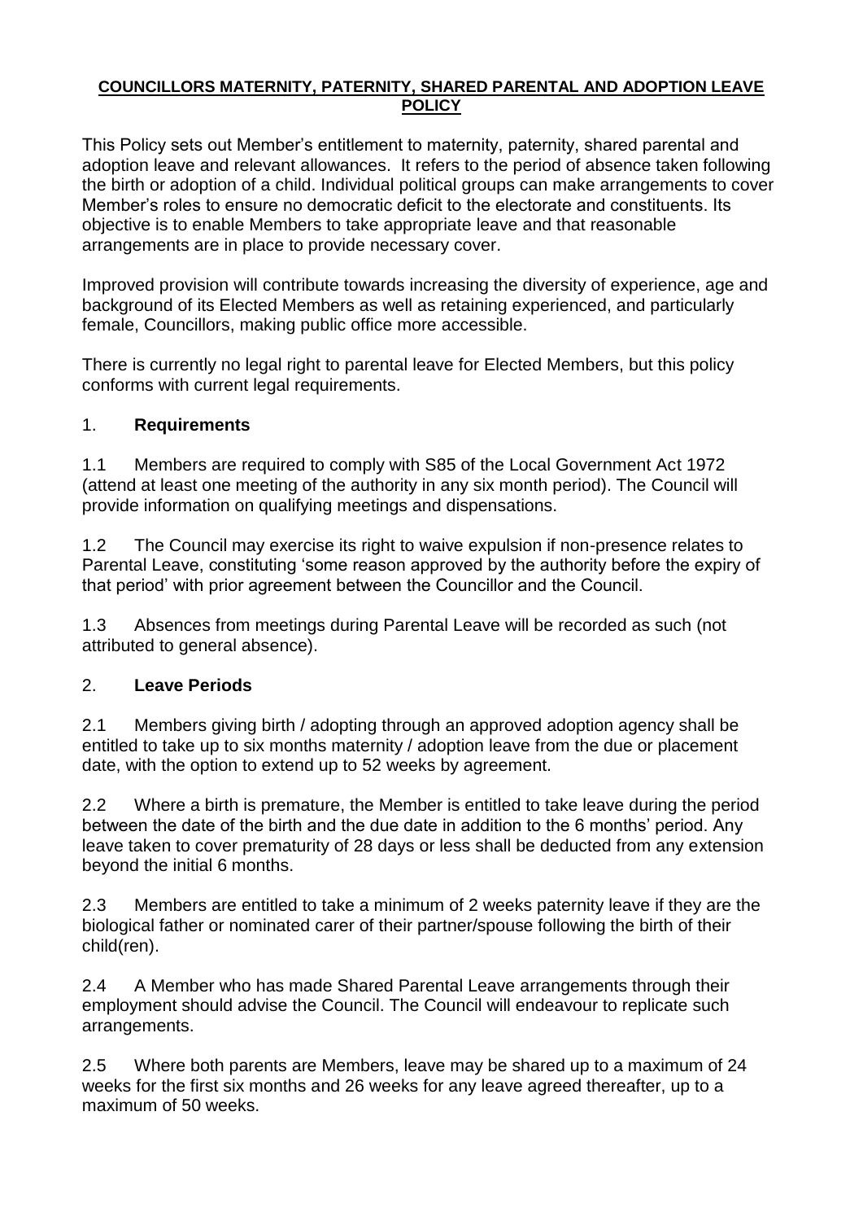# COUNCILLORS MATERNITY, PATERNITY, SHARED PARENTAL AND ADOPTION LEAVE POLICY

This Policy sets out Member's entitlement to maternity, paternity, shared parental and adoption leave and relevant allowances. It refers to the period of absence taken following the birth or adoption of a child. Individual political groups can make arrangements to cover Member's roles to ensure no democratic deficit to the electorate and constituents. Its objective is to enable Members to take appropriate leave and that reasonable arrangements are in place to provide necessary cover.

Improved provision will contribute towards increasing the diversity of experience, age and background of its Elected Members as well as retaining experienced, and particularly female, Councillors, making public office more accessible.

There is currently no legal right to parental leave for Elected Members, but this policy conforms with current legal requirements.

## 1. Requirements

1.1 Members are required to comply with S85 of the Local Government Act 1972 (attend at least one meeting of the authority in any six month period). The Council will provide information on qualifying meetings and dispensations.

1.2 The Council may exercise its right to waive expulsion if non-presence relates to Parental Leave, constituting 'some reason approved by the authority before the expiry of that period' with prior agreement between the Councillor and the Council.

1.3 Absences from meetings during Parental Leave will be recorded as such (not attributed to general absence).

## 2. Leave Periods

2.1 Members giving birth / adopting through an approved adoption agency shall be entitled to take up to six months maternity / adoption leave from the due or placement date, with the option to extend up to 52 weeks by agreement.

2.2 Where a birth is premature, the Member is entitled to take leave during the period between the date of the birth and the due date in addition to the 6 months' period. Any leave taken to cover prematurity of 28 days or less shall be deducted from any extension beyond the initial 6 months.

2.3 Members are entitled to take a minimum of 2 weeks paternity leave if they are the biological father or nominated carer of their partner/spouse following the birth of their child(ren).

2.4 A Member who has made Shared Parental Leave arrangements through their employment should advise the Council. The Council will endeavour to replicate such arrangements.

2.5 Where both parents are Members, leave may be shared up to a maximum of 24 weeks for the first six months and 26 weeks for any leave agreed thereafter, up to a maximum of 50 weeks.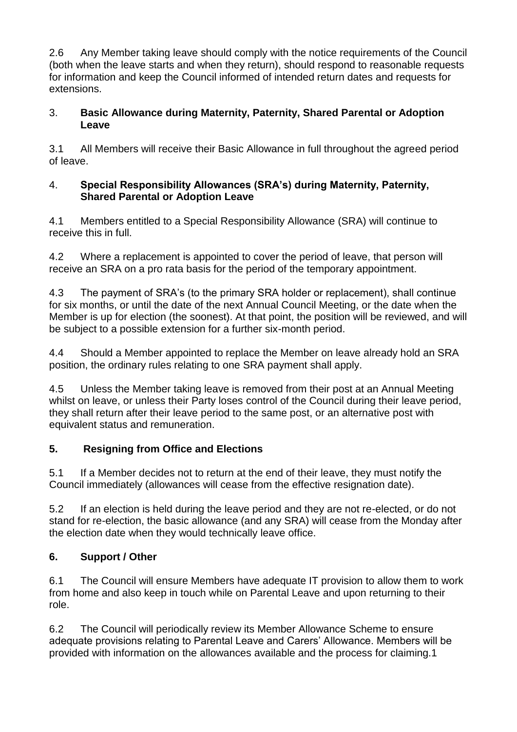2.6 Any Member taking leave should comply with the notice requirements of the Council (both when the leave starts and when they return), should respond to reasonable requests for information and keep the Council informed of intended return dates and requests for extensions.

## 3. Basic Allowance during Maternity, Paternity, Shared Parental or Adoption Leave

3.1 All Members will receive their Basic Allowance in full throughout the agreed period of leave.

## 4. Special Responsibility Allowances (SRA's) during Maternity, Paternity, Shared Parental or Adoption Leave

4.1 Members entitled to a Special Responsibility Allowance (SRA) will continue to receive this in full.

4.2 Where a replacement is appointed to cover the period of leave, that person will receive an SRA on a pro rata basis for the period of the temporary appointment.

4.3 The payment of SRA's (to the primary SRA holder or replacement), shall continue for six months, or until the date of the next Annual Council Meeting, or the date when the Member is up for election (the soonest). At that point, the position will be reviewed, and will be subject to a possible extension for a further six-month period.

4.4 Should a Member appointed to replace the Member on leave already hold an SRA position, the ordinary rules relating to one SRA payment shall apply.

4.5 Unless the Member taking leave is removed from their post at an Annual Meeting whilst on leave, or unless their Party loses control of the Council during their leave period, they shall return after their leave period to the same post, or an alternative post with equivalent status and remuneration.

## 5. Resigning from Office and Elections

5.1 If a Member decides not to return at the end of their leave, they must notify the Council immediately (allowances will cease from the effective resignation date).

5.2 If an election is held during the leave period and they are not re-elected, or do not stand for re-election, the basic allowance (and any SRA) will cease from the Monday after the election date when they would technically leave office.

## 6. Support / Other

6.1 The Council will ensure Members have adequate IT provision to allow them to work from home and also keep in touch while on Parental Leave and upon returning to their role.

6.2 The Council will periodically review its Member Allowance Scheme to ensure adequate provisions relating to Parental Leave and Carers' Allowance. Members will be provided with information on the allowances available and the process for claiming.[1]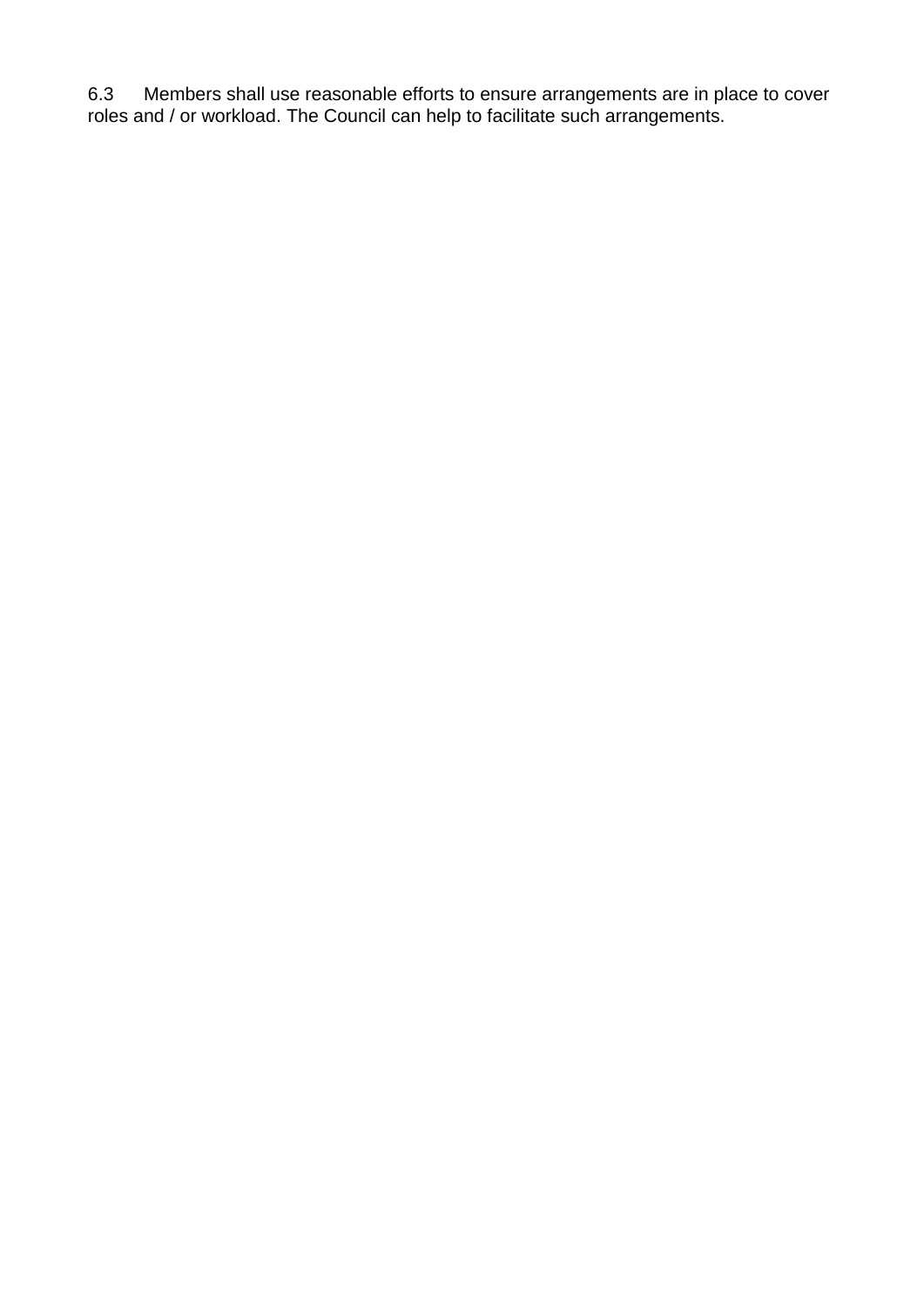6.3 Members shall use reasonable efforts to ensure arrangements are in place to cover roles and / or workload. The Council can help to facilitate such arrangements.